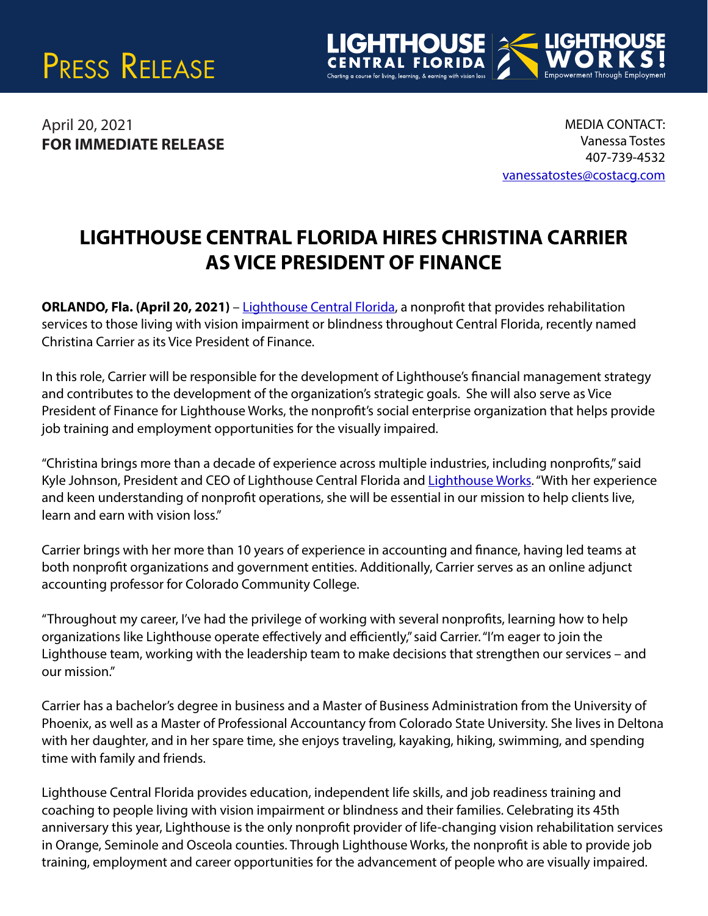# Press Release

LIGHTHOUSE CENTRAL FLORIDA
Charting a course for living, learning, & earning with vision loss

LIGHTHOUSE WORKS!
Empowerment Through Employment

April 20, 2021
**FOR IMMEDIATE RELEASE**

MEDIA CONTACT:
Vanessa Tostes
407-739-4532
vanessatostes@costacg.com

## LIGHTHOUSE CENTRAL FLORIDA HIRES CHRISTINA CARRIER AS VICE PRESIDENT OF FINANCE

**ORLANDO, Fla. (April 20, 2021)** – Lighthouse Central Florida, a nonprofit that provides rehabilitation services to those living with vision impairment or blindness throughout Central Florida, recently named Christina Carrier as its Vice President of Finance.

In this role, Carrier will be responsible for the development of Lighthouse's financial management strategy and contributes to the development of the organization's strategic goals. She will also serve as Vice President of Finance for Lighthouse Works, the nonprofit's social enterprise organization that helps provide job training and employment opportunities for the visually impaired.

"Christina brings more than a decade of experience across multiple industries, including nonprofits," said Kyle Johnson, President and CEO of Lighthouse Central Florida and Lighthouse Works. "With her experience and keen understanding of nonprofit operations, she will be essential in our mission to help clients live, learn and earn with vision loss."

Carrier brings with her more than 10 years of experience in accounting and finance, having led teams at both nonprofit organizations and government entities. Additionally, Carrier serves as an online adjunct accounting professor for Colorado Community College.

"Throughout my career, I've had the privilege of working with several nonprofits, learning how to help organizations like Lighthouse operate effectively and efficiently," said Carrier. "I'm eager to join the Lighthouse team, working with the leadership team to make decisions that strengthen our services – and our mission."

Carrier has a bachelor's degree in business and a Master of Business Administration from the University of Phoenix, as well as a Master of Professional Accountancy from Colorado State University. She lives in Deltona with her daughter, and in her spare time, she enjoys traveling, kayaking, hiking, swimming, and spending time with family and friends.

Lighthouse Central Florida provides education, independent life skills, and job readiness training and coaching to people living with vision impairment or blindness and their families. Celebrating its 45th anniversary this year, Lighthouse is the only nonprofit provider of life-changing vision rehabilitation services in Orange, Seminole and Osceola counties. Through Lighthouse Works, the nonprofit is able to provide job training, employment and career opportunities for the advancement of people who are visually impaired.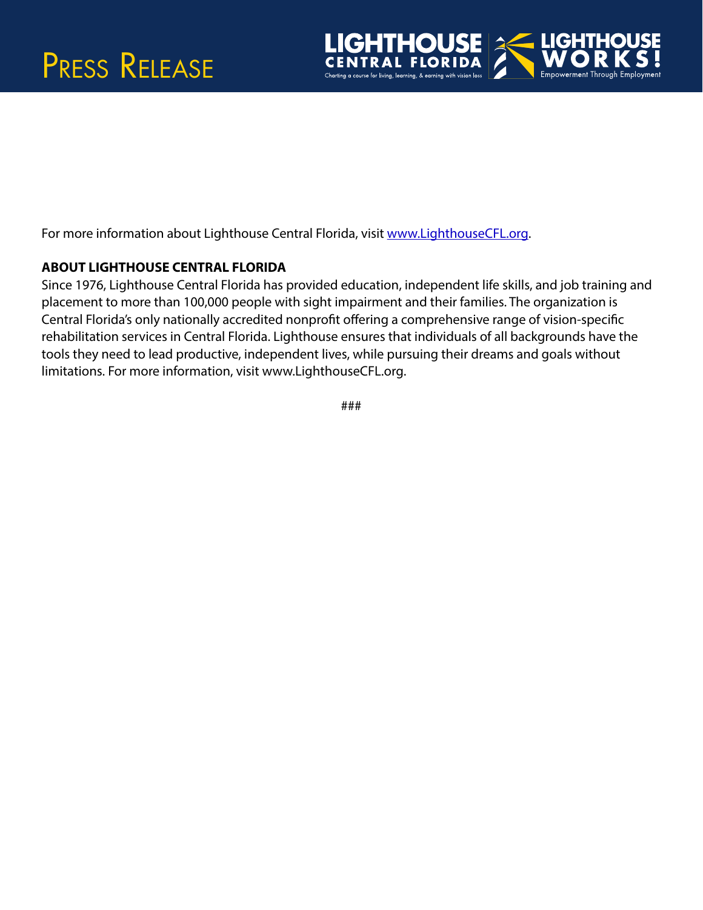For more information about Lighthouse Central Florida, visit [www.LighthouseCFL.org](http://www.LighthouseCFL.org).

**ABOUT LIGHTHOUSE CENTRAL FLORIDA**

Since 1976, Lighthouse Central Florida has provided education, independent life skills, and job training and placement to more than 100,000 people with sight impairment and their families. The organization is Central Florida's only nationally accredited nonprofit offering a comprehensive range of vision-specific rehabilitation services in Central Florida. Lighthouse ensures that individuals of all backgrounds have the tools they need to lead productive, independent lives, while pursuing their dreams and goals without limitations. For more information, visit www.LighthouseCFL.org.

###